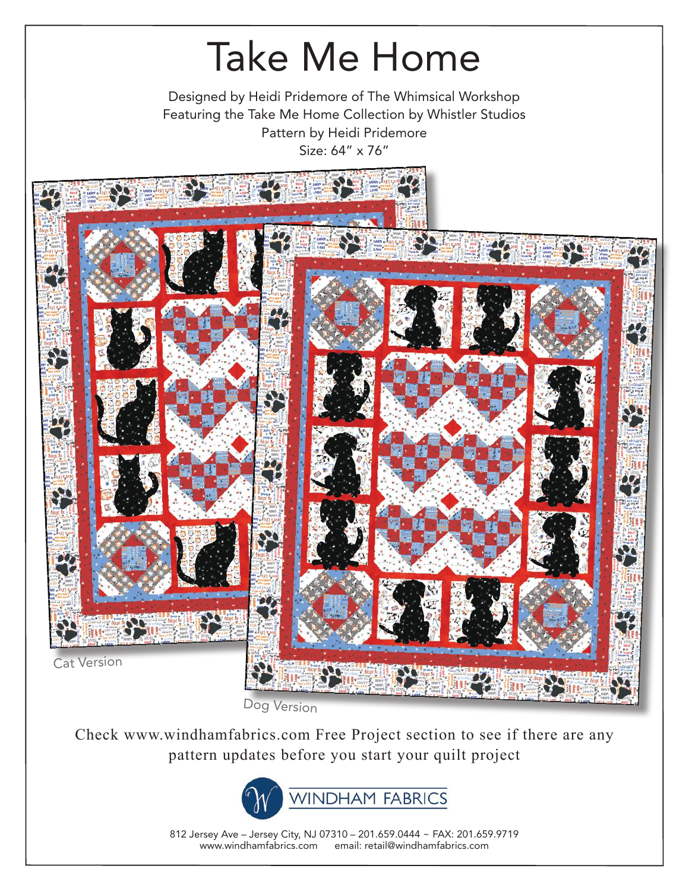# Take Me Home

Designed by Heidi Pridemore of The Whimsical Workshop
Featuring the Take Me Home Collection by Whistler Studios
Pattern by Heidi Pridemore
Size: 64" x 76"

Cat Version

Dog Version

Check www.windhamfabrics.com Free Project section to see if there are any pattern updates before you start your quilt project

WINDHAM FABRICS

812 Jersey Ave – Jersey City, NJ 07310 – 201.659.0444 ~ FAX: 201.659.9719
www.windhamfabrics.com email: retail@windhamfabrics.com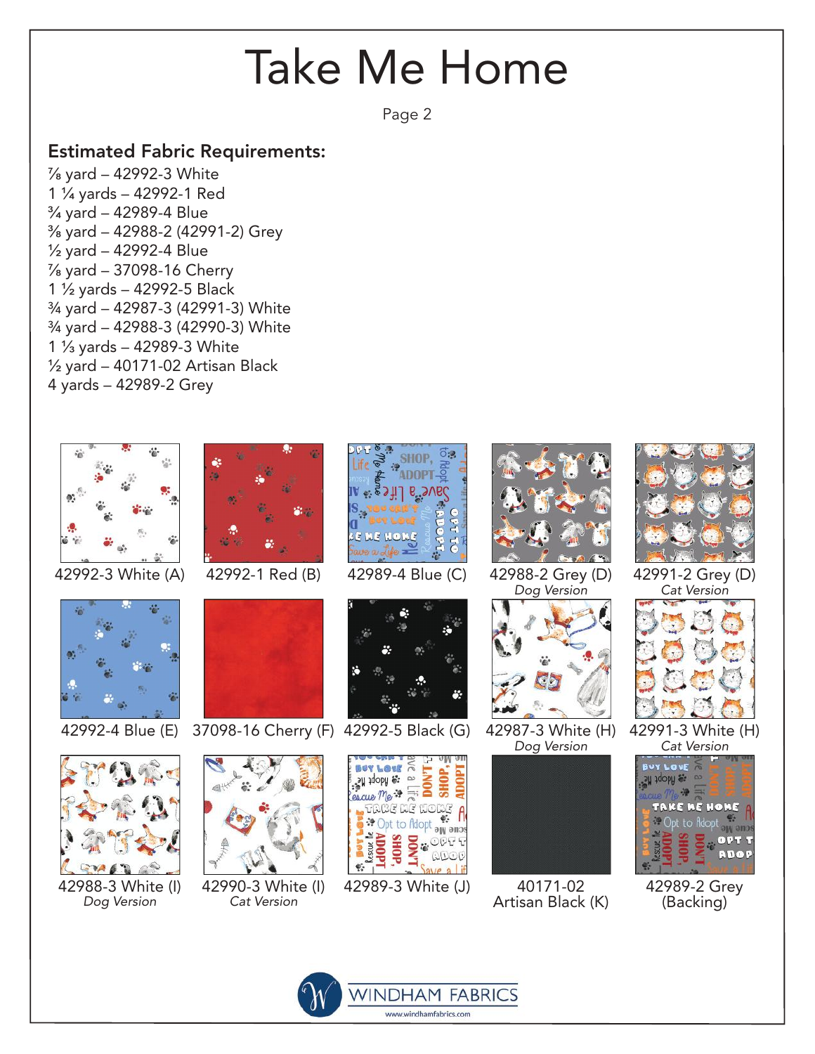# Take Me Home

Page 2

## Estimated Fabric Requirements:

⅞ yard – 42992-3 White
1 ¼ yards – 42992-1 Red
¾ yard – 42989-4 Blue
⅜ yard – 42988-2 (42991-2) Grey
½ yard – 42992-4 Blue
⅞ yard – 37098-16 Cherry
1 ½ yards – 42992-5 Black
¾ yard – 42987-3 (42991-3) White
¾ yard – 42988-3 (42990-3) White
1 ⅓ yards – 42989-3 White
½ yard – 40171-02 Artisan Black
4 yards – 42989-2 Grey

42992-3 White (A)

42992-1 Red (B)

42989-4 Blue (C)

42988-2 Grey (D)
*Dog Version*

42991-2 Grey (D)
*Cat Version*

42992-4 Blue (E)

37098-16 Cherry (F)

42992-5 Black (G)

42987-3 White (H)
*Dog Version*

42991-3 White (H)
*Cat Version*

42988-3 White (I)
*Dog Version*

42990-3 White (I)
*Cat Version*

42989-3 White (J)

40171-02
Artisan Black (K)

42989-2 Grey
(Backing)

WINDHAM FABRICS
www.windhamfabrics.com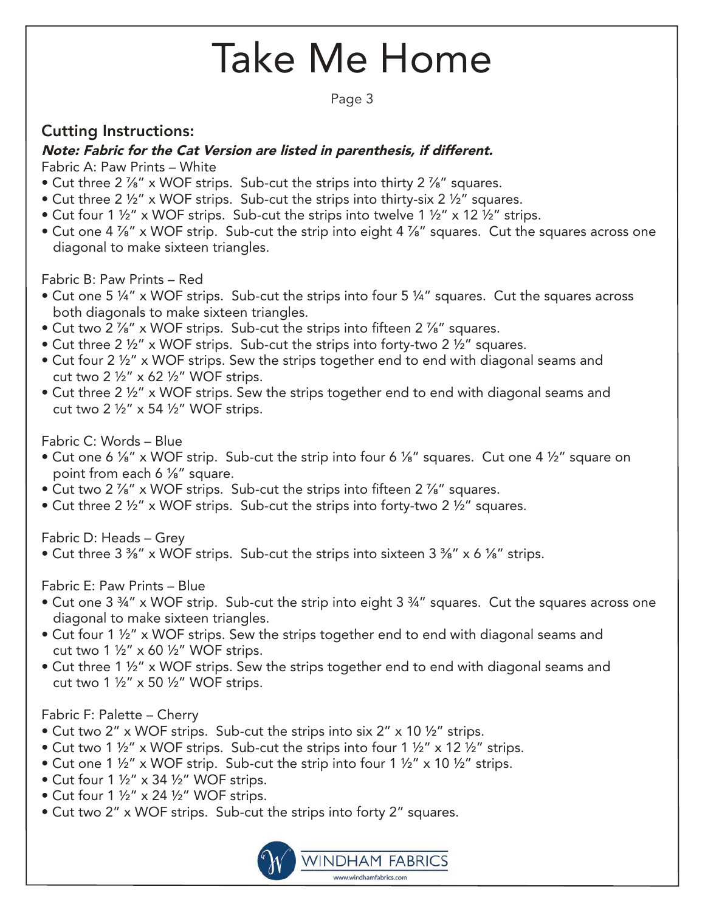# Take Me Home

## Cutting Instructions:

***Note: Fabric for the Cat Version are listed in parenthesis, if different.***

Fabric A: Paw Prints – White

- Cut three 2 ⅞" x WOF strips. Sub-cut the strips into thirty 2 ⅞" squares.
- Cut three 2 ½" x WOF strips. Sub-cut the strips into thirty-six 2 ½" squares.
- Cut four 1 ½" x WOF strips. Sub-cut the strips into twelve 1 ½" x 12 ½" strips.
- Cut one 4 ⅞" x WOF strip. Sub-cut the strip into eight 4 ⅞" squares. Cut the squares across one diagonal to make sixteen triangles.

Fabric B: Paw Prints – Red

- Cut one 5 ¼" x WOF strips. Sub-cut the strips into four 5 ¼" squares. Cut the squares across both diagonals to make sixteen triangles.
- Cut two 2 ⅞" x WOF strips. Sub-cut the strips into fifteen 2 ⅞" squares.
- Cut three 2 ½" x WOF strips. Sub-cut the strips into forty-two 2 ½" squares.
- Cut four 2 ½" x WOF strips. Sew the strips together end to end with diagonal seams and cut two 2 ½" x 62 ½" WOF strips.
- Cut three 2 ½" x WOF strips. Sew the strips together end to end with diagonal seams and cut two 2 ½" x 54 ½" WOF strips.

Fabric C: Words – Blue

- Cut one 6 ⅛" x WOF strip. Sub-cut the strip into four 6 ⅛" squares. Cut one 4 ½" square on point from each 6 ⅛" square.
- Cut two 2 ⅞" x WOF strips. Sub-cut the strips into fifteen 2 ⅞" squares.
- Cut three 2 ½" x WOF strips. Sub-cut the strips into forty-two 2 ½" squares.

Fabric D: Heads – Grey

- Cut three 3 ⅜" x WOF strips. Sub-cut the strips into sixteen 3 ⅜" x 6 ⅛" strips.

Fabric E: Paw Prints – Blue

- Cut one 3 ¾" x WOF strip. Sub-cut the strip into eight 3 ¾" squares. Cut the squares across one diagonal to make sixteen triangles.
- Cut four 1 ½" x WOF strips. Sew the strips together end to end with diagonal seams and cut two 1 ½" x 60 ½" WOF strips.
- Cut three 1 ½" x WOF strips. Sew the strips together end to end with diagonal seams and cut two 1 ½" x 50 ½" WOF strips.

Fabric F: Palette – Cherry

- Cut two 2" x WOF strips. Sub-cut the strips into six 2" x 10 ½" strips.
- Cut two 1 ½" x WOF strips. Sub-cut the strips into four 1 ½" x 12 ½" strips.
- Cut one 1 ½" x WOF strip. Sub-cut the strip into four 1 ½" x 10 ½" strips.
- Cut four 1 ½" x 34 ½" WOF strips.
- Cut four 1 ½" x 24 ½" WOF strips.
- Cut two 2" x WOF strips. Sub-cut the strips into forty 2" squares.

WINDHAM FABRICS
www.windhamfabrics.com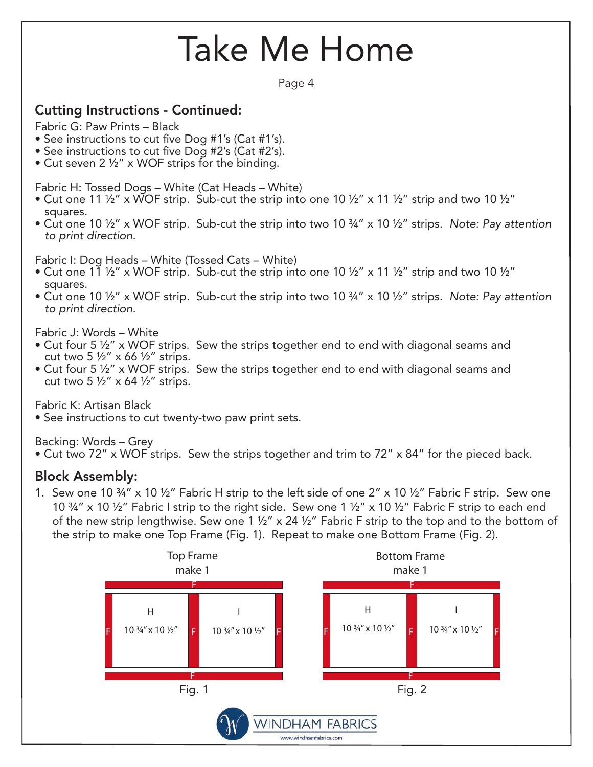# Take Me Home

## Cutting Instructions - Continued:

Fabric G: Paw Prints – Black

- See instructions to cut five Dog #1's (Cat #1's).
- See instructions to cut five Dog #2's (Cat #2's).
- Cut seven 2 ½" x WOF strips for the binding.

Fabric H: Tossed Dogs – White (Cat Heads – White)

- Cut one 11 ½" x WOF strip. Sub-cut the strip into one 10 ½" x 11 ½" strip and two 10 ½" squares.
- Cut one 10 ½" x WOF strip. Sub-cut the strip into two 10 ¾" x 10 ½" strips. *Note: Pay attention to print direction.*

Fabric I: Dog Heads – White (Tossed Cats – White)

- Cut one 11 ½" x WOF strip. Sub-cut the strip into one 10 ½" x 11 ½" strip and two 10 ½" squares.
- Cut one 10 ½" x WOF strip. Sub-cut the strip into two 10 ¾" x 10 ½" strips. *Note: Pay attention to print direction.*

Fabric J: Words – White

- Cut four 5 ½" x WOF strips. Sew the strips together end to end with diagonal seams and cut two 5 ½" x 66 ½" strips.
- Cut four 5 ½" x WOF strips. Sew the strips together end to end with diagonal seams and cut two 5 ½" x 64 ½" strips.

Fabric K: Artisan Black

- See instructions to cut twenty-two paw print sets.

Backing: Words – Grey

- Cut two 72" x WOF strips. Sew the strips together and trim to 72" x 84" for the pieced back.

## Block Assembly:

1. Sew one 10 ¾" x 10 ½" Fabric H strip to the left side of one 2" x 10 ½" Fabric F strip. Sew one 10 ¾" x 10 ½" Fabric I strip to the right side. Sew one 1 ½" x 10 ½" Fabric F strip to each end of the new strip lengthwise. Sew one 1 ½" x 24 ½" Fabric F strip to the top and to the bottom of the strip to make one Top Frame (Fig. 1). Repeat to make one Bottom Frame (Fig. 2).

Top Frame
make 1

F
F H 10 ¾" x 10 ½" F I 10 ¾" x 10 ½" F
F

Fig. 1

Bottom Frame
make 1

F
F H 10 ¾" x 10 ½" F I 10 ¾" x 10 ½" F
F

Fig. 2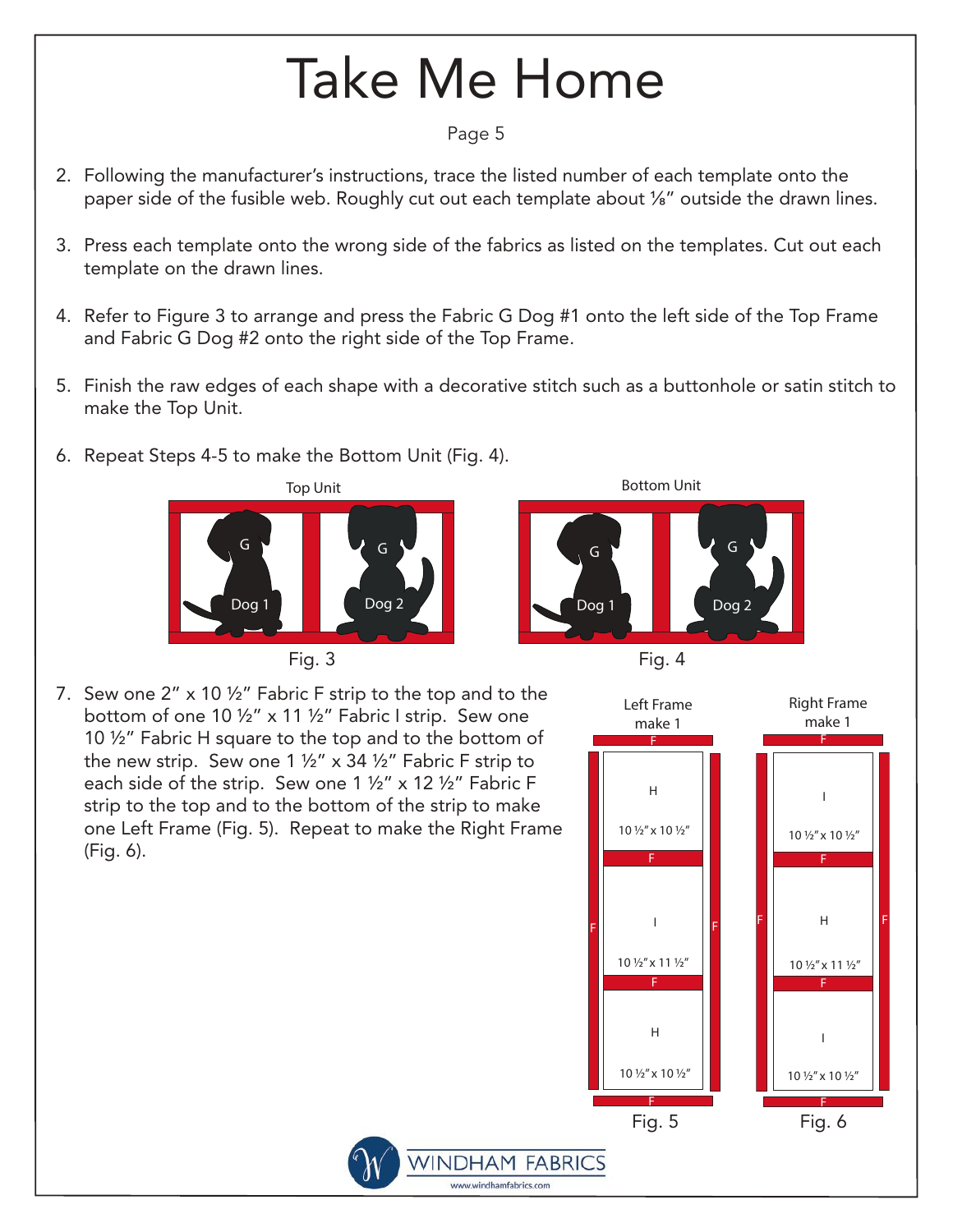# Take Me Home

2. Following the manufacturer's instructions, trace the listed number of each template onto the paper side of the fusible web. Roughly cut out each template about ⅛" outside the drawn lines.

3. Press each template onto the wrong side of the fabrics as listed on the templates. Cut out each template on the drawn lines.

4. Refer to Figure 3 to arrange and press the Fabric G Dog #1 onto the left side of the Top Frame and Fabric G Dog #2 onto the right side of the Top Frame.

5. Finish the raw edges of each shape with a decorative stitch such as a buttonhole or satin stitch to make the Top Unit.

6. Repeat Steps 4-5 to make the Bottom Unit (Fig. 4).

Top Unit

G G

Dog 1 Dog 2

Fig. 3

Bottom Unit

G G

Dog 1 Dog 2

Fig. 4

7. Sew one 2" x 10 ½" Fabric F strip to the top and to the bottom of one 10 ½" x 11 ½" Fabric I strip. Sew one 10 ½" Fabric H square to the top and to the bottom of the new strip. Sew one 1 ½" x 34 ½" Fabric F strip to each side of the strip. Sew one 1 ½" x 12 ½" Fabric F strip to the top and to the bottom of the strip to make one Left Frame (Fig. 5). Repeat to make the Right Frame (Fig. 6).

Left Frame
make 1

F

H
10 ½" x 10 ½"

F

I
10 ½" x 11 ½"

F

H
10 ½" x 10 ½"

F F

F

Fig. 5

Right Frame
make 1

F

I
10 ½" x 10 ½"

F

H
10 ½" x 11 ½"

F

I
10 ½" x 10 ½"

F F

F

Fig. 6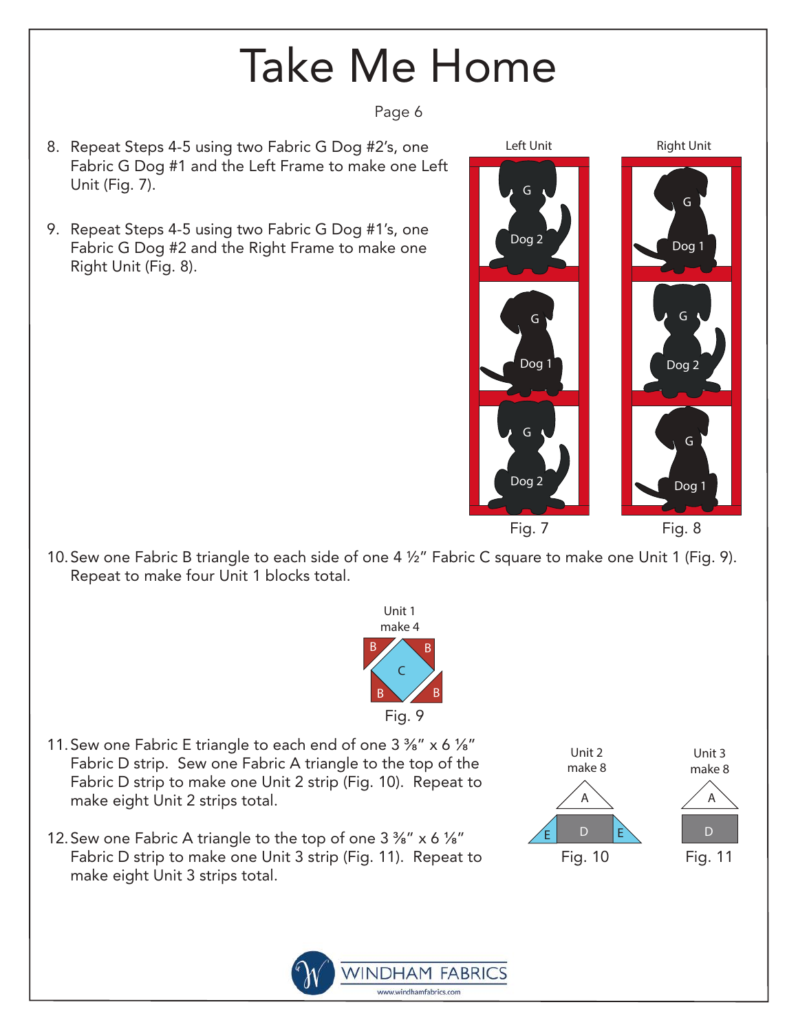# Take Me Home

8. Repeat Steps 4-5 using two Fabric G Dog #2's, one Fabric G Dog #1 and the Left Frame to make one Left Unit (Fig. 7).

9. Repeat Steps 4-5 using two Fabric G Dog #1's, one Fabric G Dog #2 and the Right Frame to make one Right Unit (Fig. 8).

Left Unit

Fig. 7

Right Unit

Fig. 8

10. Sew one Fabric B triangle to each side of one 4 ½" Fabric C square to make one Unit 1 (Fig. 9). Repeat to make four Unit 1 blocks total.

Unit 1
make 4

Fig. 9

11. Sew one Fabric E triangle to each end of one 3 ⅜" x 6 ⅛" Fabric D strip. Sew one Fabric A triangle to the top of the Fabric D strip to make one Unit 2 strip (Fig. 10). Repeat to make eight Unit 2 strips total.

12. Sew one Fabric A triangle to the top of one 3 ⅜" x 6 ⅛" Fabric D strip to make one Unit 3 strip (Fig. 11). Repeat to make eight Unit 3 strips total.

Unit 2
make 8

Fig. 10

Unit 3
make 8

Fig. 11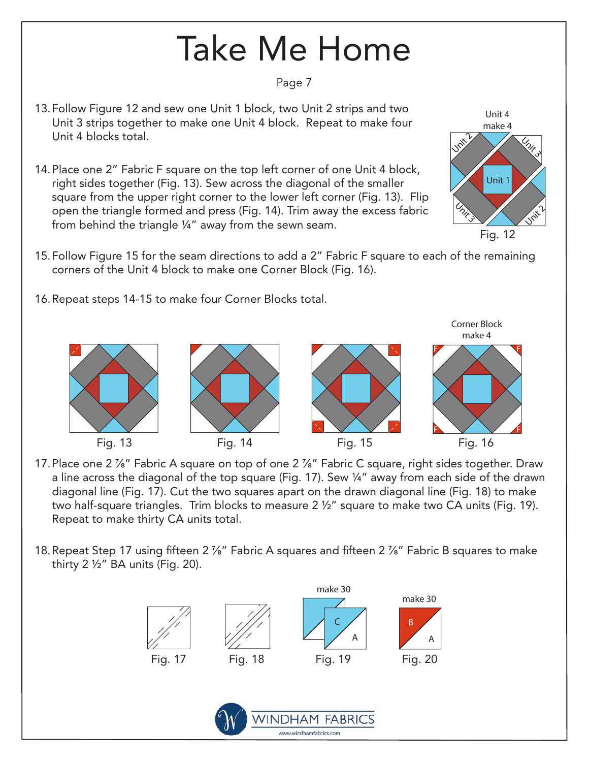# Take Me Home

13. Follow Figure 12 and sew one Unit 1 block, two Unit 2 strips and two Unit 3 strips together to make one Unit 4 block. Repeat to make four Unit 4 blocks total.

14. Place one 2" Fabric F square on the top left corner of one Unit 4 block, right sides together (Fig. 13). Sew across the diagonal of the smaller square from the upper right corner to the lower left corner (Fig. 13). Flip open the triangle formed and press (Fig. 14). Trim away the excess fabric from behind the triangle ¼" away from the sewn seam.

Unit 4
make 4

Unit 2
Unit 3
Unit 1
Unit 3
Unit 2

Fig. 12

15. Follow Figure 15 for the seam directions to add a 2" Fabric F square to each of the remaining corners of the Unit 4 block to make one Corner Block (Fig. 16).

16. Repeat steps 14-15 to make four Corner Blocks total.

Corner Block
make 4

F F F F

Fig. 13 Fig. 14 Fig. 15 Fig. 16

17. Place one 2 ⅞" Fabric A square on top of one 2 ⅞" Fabric C square, right sides together. Draw a line across the diagonal of the top square (Fig. 17). Sew ¼" away from each side of the drawn diagonal line (Fig. 17). Cut the two squares apart on the drawn diagonal line (Fig. 18) to make two half-square triangles. Trim blocks to measure 2 ½" square to make two CA units (Fig. 19). Repeat to make thirty CA units total.

18. Repeat Step 17 using fifteen 2 ⅞" Fabric A squares and fifteen 2 ⅞" Fabric B squares to make thirty 2 ½" BA units (Fig. 20).

make 30

C
A

make 30

B
A

Fig. 17 Fig. 18 Fig. 19 Fig. 20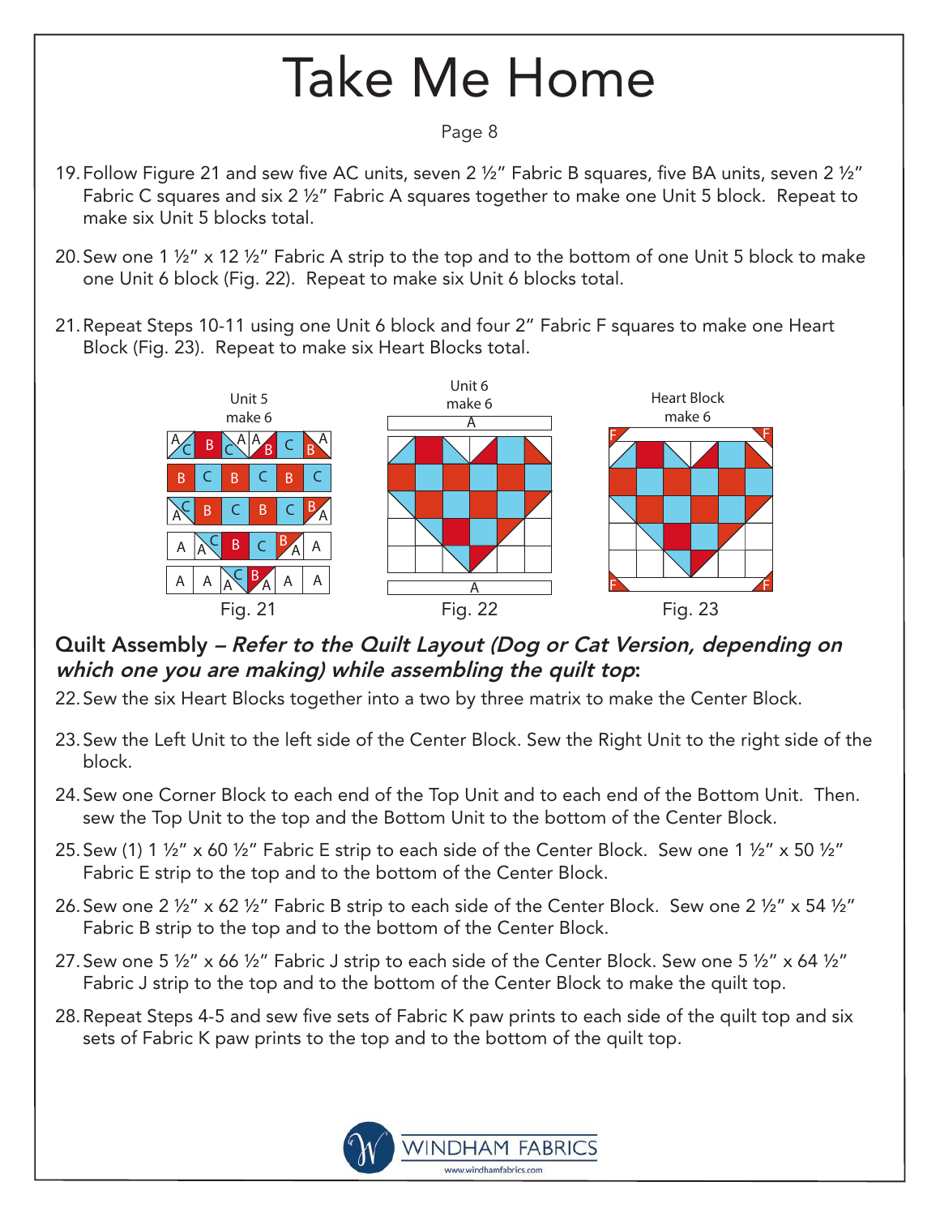# Take Me Home

19. Follow Figure 21 and sew five AC units, seven 2 ½" Fabric B squares, five BA units, seven 2 ½" Fabric C squares and six 2 ½" Fabric A squares together to make one Unit 5 block. Repeat to make six Unit 5 blocks total.

20. Sew one 1 ½" x 12 ½" Fabric A strip to the top and to the bottom of one Unit 5 block to make one Unit 6 block (Fig. 22). Repeat to make six Unit 6 blocks total.

21. Repeat Steps 10-11 using one Unit 6 block and four 2" Fabric F squares to make one Heart Block (Fig. 23). Repeat to make six Heart Blocks total.

Unit 5
make 6

Fig. 21

Unit 6
make 6

Fig. 22

Heart Block
make 6

Fig. 23

**Quilt Assembly – *Refer to the Quilt Layout (Dog or Cat Version, depending on which one you are making) while assembling the quilt top*:**

22. Sew the six Heart Blocks together into a two by three matrix to make the Center Block.

23. Sew the Left Unit to the left side of the Center Block. Sew the Right Unit to the right side of the block.

24. Sew one Corner Block to each end of the Top Unit and to each end of the Bottom Unit. Then. sew the Top Unit to the top and the Bottom Unit to the bottom of the Center Block.

25. Sew (1) 1 ½" x 60 ½" Fabric E strip to each side of the Center Block. Sew one 1 ½" x 50 ½" Fabric E strip to the top and to the bottom of the Center Block.

26. Sew one 2 ½" x 62 ½" Fabric B strip to each side of the Center Block. Sew one 2 ½" x 54 ½" Fabric B strip to the top and to the bottom of the Center Block.

27. Sew one 5 ½" x 66 ½" Fabric J strip to each side of the Center Block. Sew one 5 ½" x 64 ½" Fabric J strip to the top and to the bottom of the Center Block to make the quilt top.

28. Repeat Steps 4-5 and sew five sets of Fabric K paw prints to each side of the quilt top and six sets of Fabric K paw prints to the top and to the bottom of the quilt top.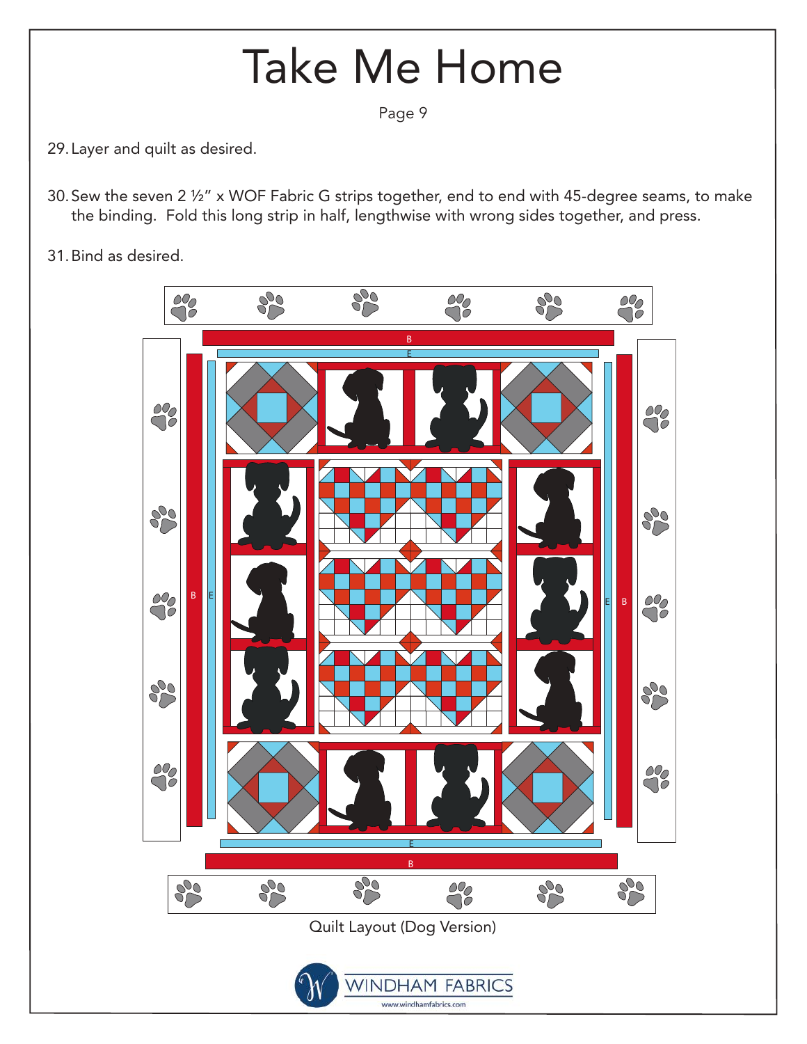# Take Me Home

29. Layer and quilt as desired.

30. Sew the seven 2 ½" x WOF Fabric G strips together, end to end with 45-degree seams, to make the binding. Fold this long strip in half, lengthwise with wrong sides together, and press.

31. Bind as desired.

B

E

B

E

E

B

E

B

Quilt Layout (Dog Version)

WINDHAM FABRICS

www.windhamfabrics.com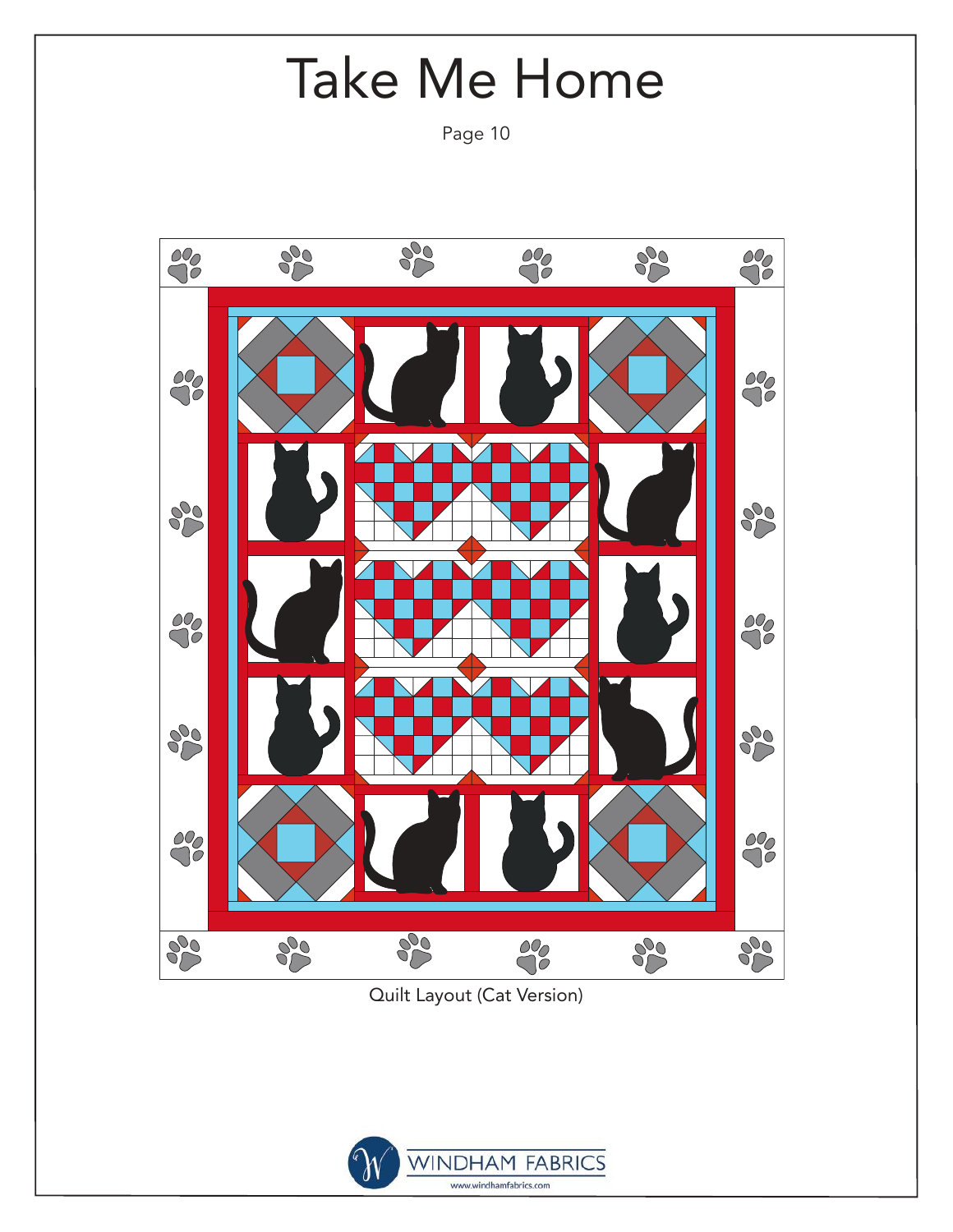# Take Me Home

Quilt Layout (Cat Version)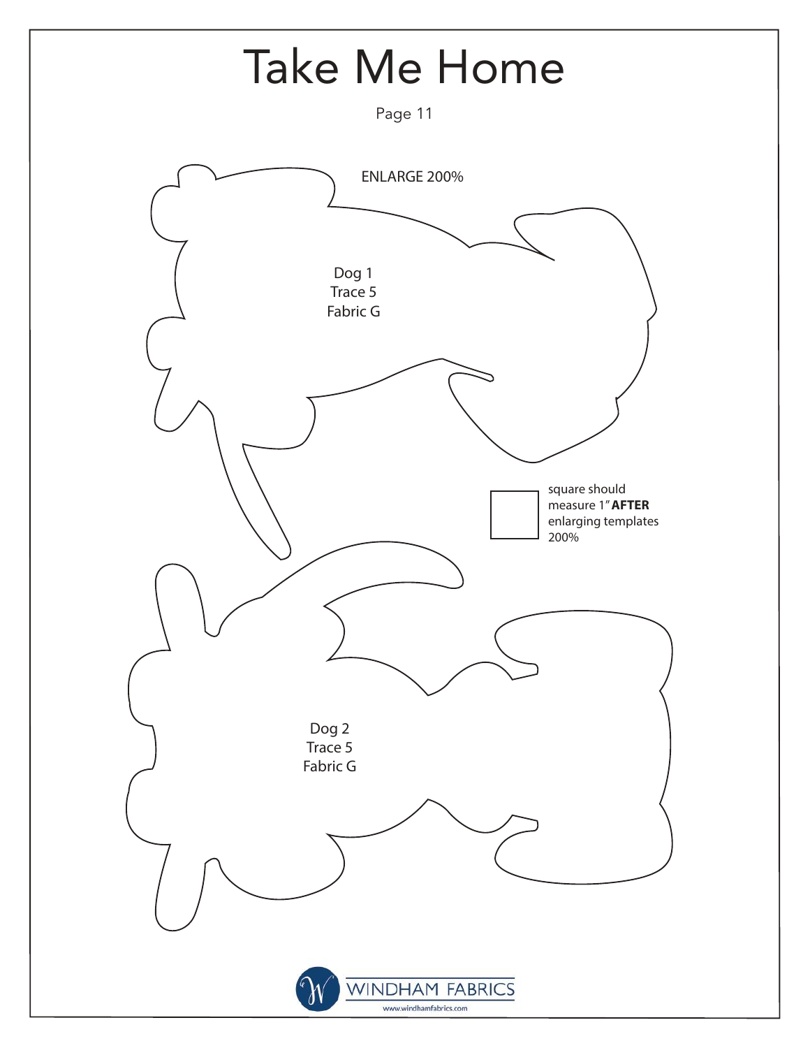# Take Me Home

ENLARGE 200%

Dog 1
Trace 5
Fabric G

square should measure 1" **AFTER** enlarging templates 200%

Dog 2
Trace 5
Fabric G

WINDHAM FABRICS
www.windhamfabrics.com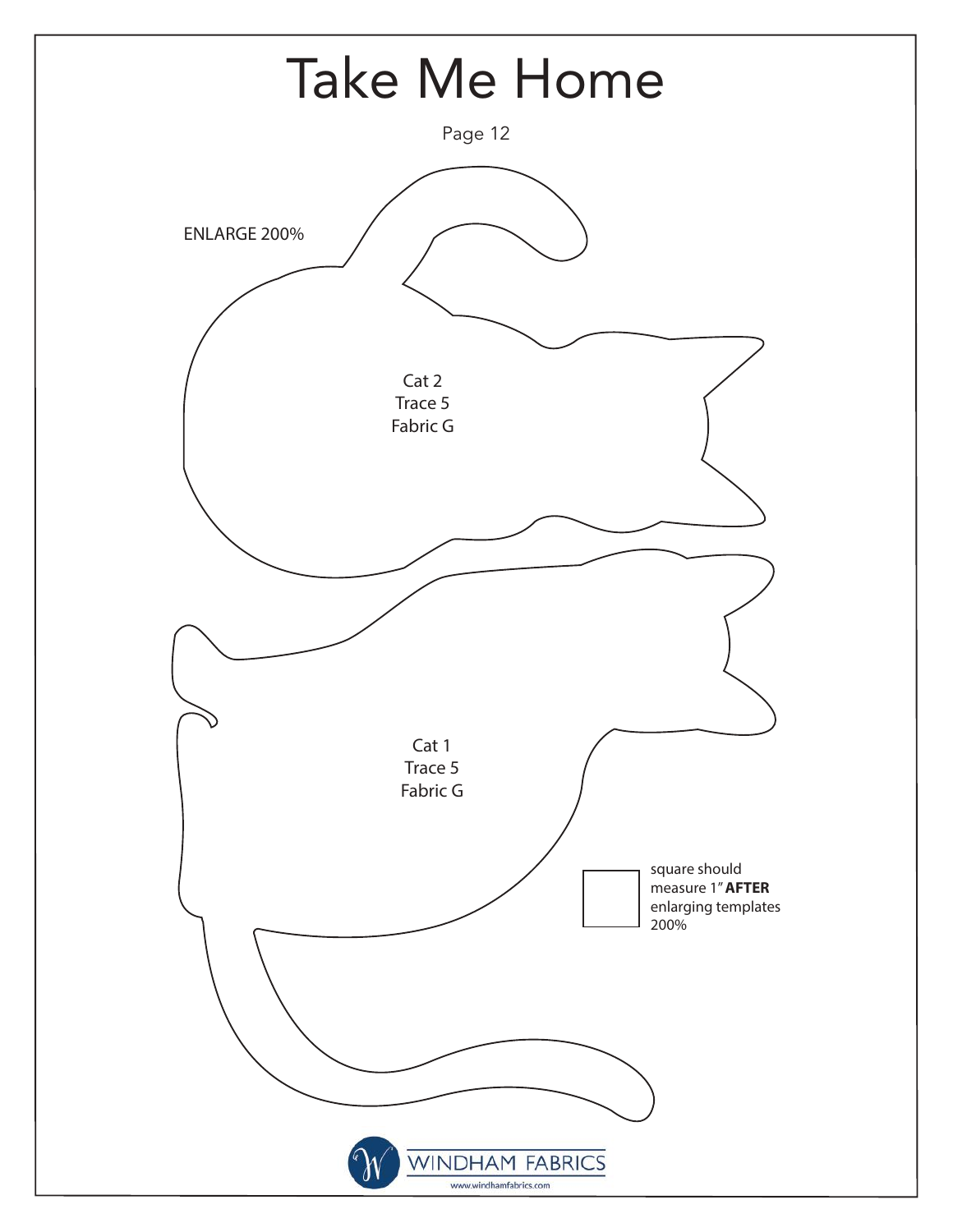# Take Me Home

ENLARGE 200%

Cat 2
Trace 5
Fabric G

Cat 1
Trace 5
Fabric G

square should measure 1" **AFTER** enlarging templates 200%

WINDHAM FABRICS
www.windhamfabrics.com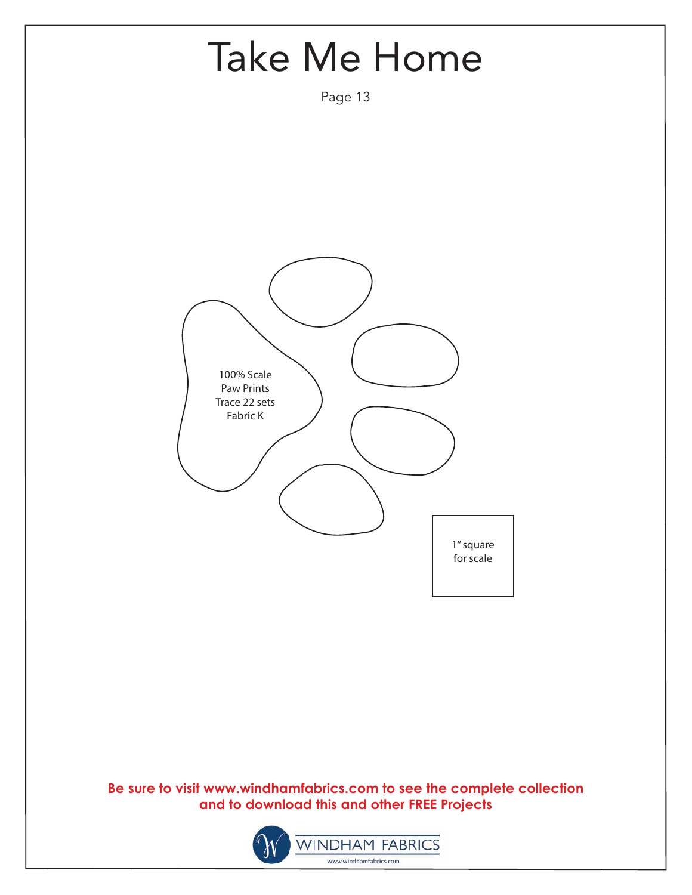# Take Me Home

100% Scale
Paw Prints
Trace 22 sets
Fabric K

1" square
for scale

**Be sure to visit www.windhamfabrics.com to see the complete collection and to download this and other FREE Projects**

WINDHAM FABRICS
www.windhamfabrics.com